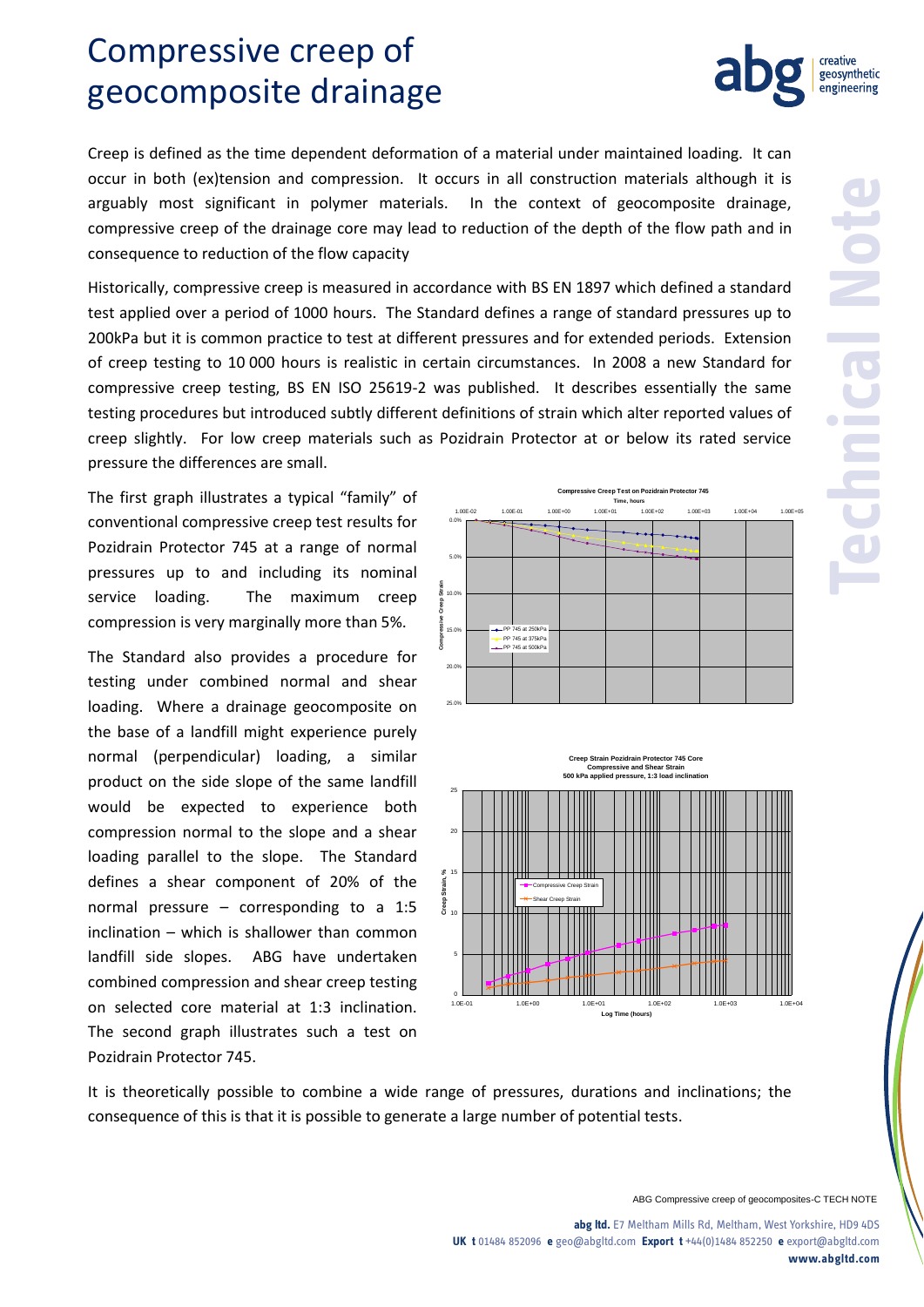# Compressive creep of geocomposite drainage

Creep is defined as the time dependent deformation of a material under maintained loading. It can occur in both (ex)tension and compression. It occurs in all construction materials although it is arguably most significant in polymer materials. In the context of geocomposite drainage, compressive creep of the drainage core may lead to reduction of the depth of the flow path and in consequence to reduction of the flow capacity

Historically, compressive creep is measured in accordance with BS EN 1897 which defined a standard test applied over a period of 1000 hours. The Standard defines a range of standard pressures up to 200kPa but it is common practice to test at different pressures and for extended periods. Extension of creep testing to 10 000 hours is realistic in certain circumstances. In 2008 a new Standard for compressive creep testing, BS EN ISO 25619-2 was published. It describes essentially the same testing procedures but introduced subtly different definitions of strain which alter reported values of creep slightly. For low creep materials such as Pozidrain Protector at or below its rated service pressure the differences are small.

The first graph illustrates a typical "family" of conventional compressive creep test results for Pozidrain Protector 745 at a range of normal pressures up to and including its nominal service loading. The maximum creep compression is very marginally more than 5%.

The Standard also provides a procedure for testing under combined normal and shear loading. Where a drainage geocomposite on the base of a landfill might experience purely normal (perpendicular) loading, a similar product on the side slope of the same landfill would be expected to experience both compression normal to the slope and a shear loading parallel to the slope. The Standard defines a shear component of 20% of the normal pressure – corresponding to a 1:5 inclination – which is shallower than common landfill side slopes. ABG have undertaken combined compression and shear creep testing on selected core material at 1:3 inclination. The second graph illustrates such a test on Pozidrain Protector 745.

It is theoretically possible to combine a wide range of pressures, durations and inclinations; the consequence of this is that it is possible to generate a large number of potential tests.

ABG Compressive creep of geocomposites-C TECH NOTE

**abg ltd.** E7 Meltham Mills Rd, Meltham, West Yorkshire, HD9 4DS
**UK t** 01484 852096 **e** geo@abgltd.com **Export t** +44(0)1484 852250 **e** export@abgltd.com
**www.abgltd.com**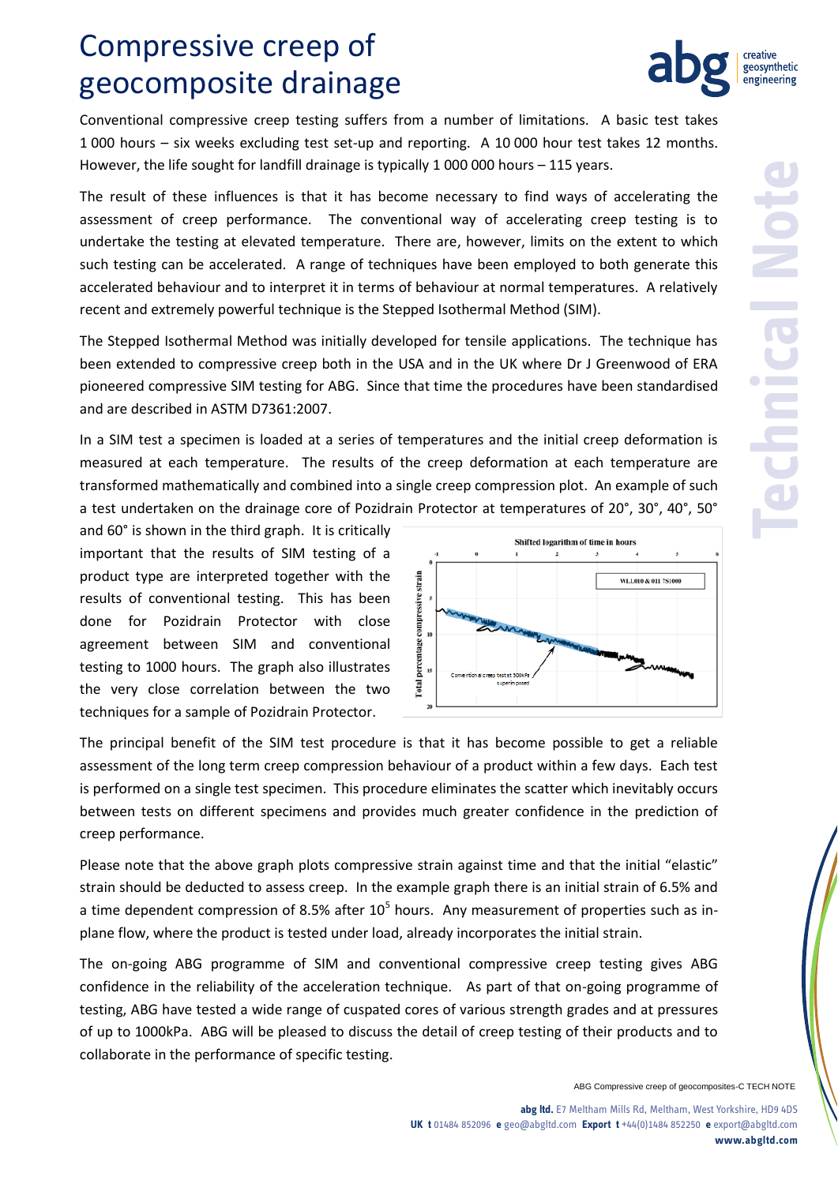# Compressive creep of geocomposite drainage

Conventional compressive creep testing suffers from a number of limitations. A basic test takes 1 000 hours – six weeks excluding test set-up and reporting. A 10 000 hour test takes 12 months. However, the life sought for landfill drainage is typically 1 000 000 hours – 115 years.

The result of these influences is that it has become necessary to find ways of accelerating the assessment of creep performance. The conventional way of accelerating creep testing is to undertake the testing at elevated temperature. There are, however, limits on the extent to which such testing can be accelerated. A range of techniques have been employed to both generate this accelerated behaviour and to interpret it in terms of behaviour at normal temperatures. A relatively recent and extremely powerful technique is the Stepped Isothermal Method (SIM).

The Stepped Isothermal Method was initially developed for tensile applications. The technique has been extended to compressive creep both in the USA and in the UK where Dr J Greenwood of ERA pioneered compressive SIM testing for ABG. Since that time the procedures have been standardised and are described in ASTM D7361:2007.

In a SIM test a specimen is loaded at a series of temperatures and the initial creep deformation is measured at each temperature. The results of the creep deformation at each temperature are transformed mathematically and combined into a single creep compression plot. An example of such a test undertaken on the drainage core of Pozidrain Protector at temperatures of 20°, 30°, 40°, 50° and 60° is shown in the third graph. It is critically important that the results of SIM testing of a product type are interpreted together with the results of conventional testing. This has been done for Pozidrain Protector with close agreement between SIM and conventional testing to 1000 hours. The graph also illustrates the very close correlation between the two techniques for a sample of Pozidrain Protector.

Shifted logarithm of time in hours

-1
0
1
2
3
4
5
6

Total percentage compressive strain

0
5
10
15
20

WL1.010 & 011 7S1000

Conventional creep test at 300kPa superimposed

The principal benefit of the SIM test procedure is that it has become possible to get a reliable assessment of the long term creep compression behaviour of a product within a few days. Each test is performed on a single test specimen. This procedure eliminates the scatter which inevitably occurs between tests on different specimens and provides much greater confidence in the prediction of creep performance.

Please note that the above graph plots compressive strain against time and that the initial "elastic" strain should be deducted to assess creep. In the example graph there is an initial strain of 6.5% and a time dependent compression of 8.5% after $10^5$ hours. Any measurement of properties such as in-plane flow, where the product is tested under load, already incorporates the initial strain.

The on-going ABG programme of SIM and conventional compressive creep testing gives ABG confidence in the reliability of the acceleration technique. As part of that on-going programme of testing, ABG have tested a wide range of cuspated cores of various strength grades and at pressures of up to 1000kPa. ABG will be pleased to discuss the detail of creep testing of their products and to collaborate in the performance of specific testing.

ABG Compressive creep of geocomposites-C TECH NOTE

**abg ltd.** E7 Meltham Mills Rd, Meltham, West Yorkshire, HD9 4DS
**UK t** 01484 852096 **e** geo@abgltd.com **Export t** +44(0)1484 852250 **e** export@abgltd.com
**www.abgltd.com**